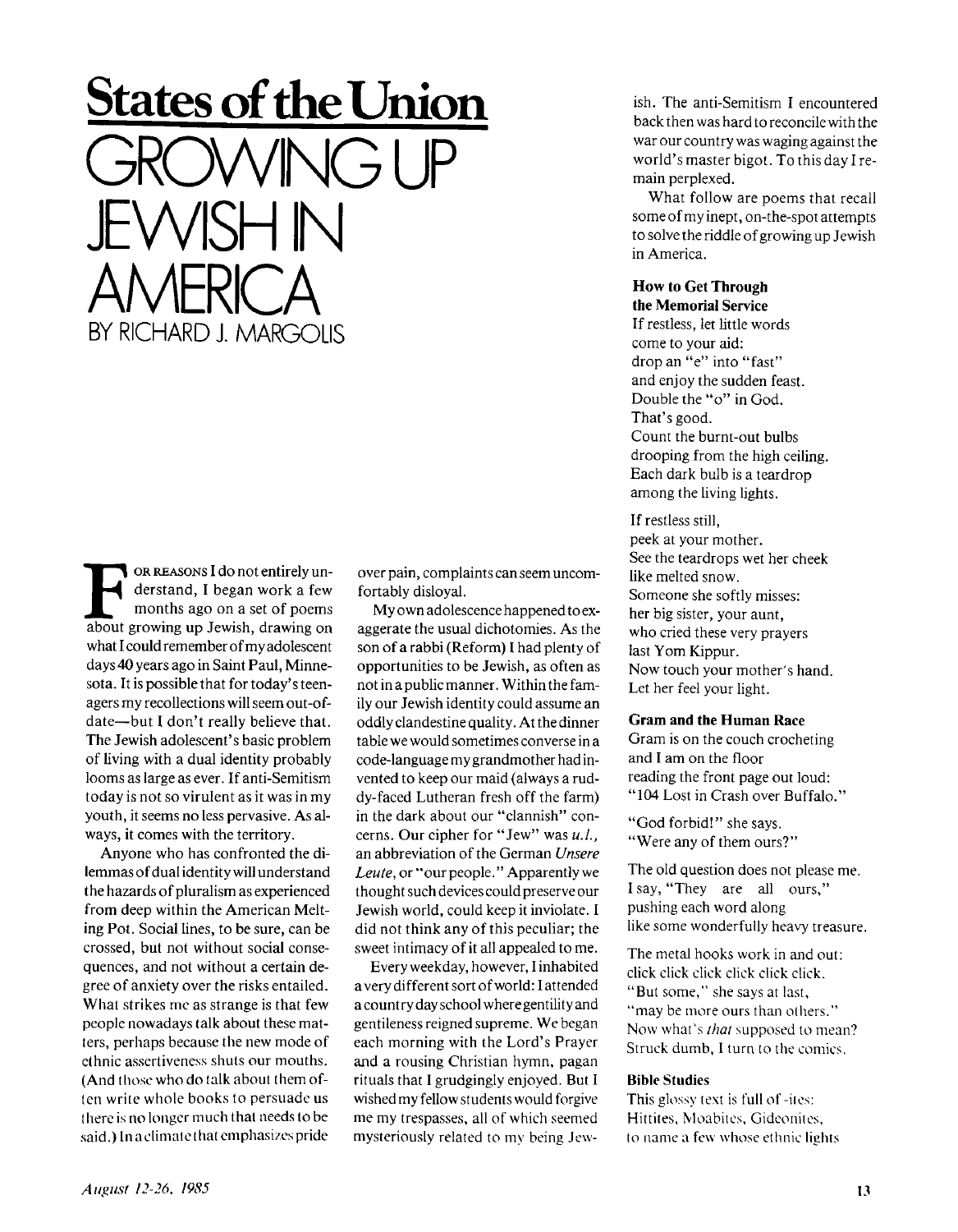# States of the Union

# GROWING UP JEWISH IN AMERICA

BY RICHARD J. MARGOLIS

For reasons I do not entirely understand, I began work a few months ago on a set of poems about growing up Jewish, drawing on what I could remember of my adolescent days 40 years ago in Saint Paul, Minnesota. It is possible that for today's teenagers my recollections will seem out-of-date—but I don't really believe that. The Jewish adolescent's basic problem of living with a dual identity probably looms as large as ever. If anti-Semitism today is not so virulent as it was in my youth, it seems no less pervasive. As always, it comes with the territory.

Anyone who has confronted the dilemmas of dual identity will understand the hazards of pluralism as experienced from deep within the American Melting Pot. Social lines, to be sure, can be crossed, but not without social consequences, and not without a certain degree of anxiety over the risks entailed. What strikes me as strange is that few people nowadays talk about these matters, perhaps because the new mode of ethnic assertiveness shuts our mouths. (And those who do talk about them often write whole books to persuade us there is no longer much that needs to be said.) In a climate that emphasizes pride over pain, complaints can seem uncomfortably disloyal.

My own adolescence happened to exaggerate the usual dichotomies. As the son of a rabbi (Reform) I had plenty of opportunities to be Jewish, as often as not in a public manner. Within the family our Jewish identity could assume an oddly clandestine quality. At the dinner table we would sometimes converse in a code-language my grandmother had invented to keep our maid (always a ruddy-faced Lutheran fresh off the farm) in the dark about our "clannish" concerns. Our cipher for "Jew" was *u.l.*, an abbreviation of the German *Unsere Leute*, or "our people." Apparently we thought such devices could preserve our Jewish world, could keep it inviolate. I did not think any of this peculiar; the sweet intimacy of it all appealed to me.

Every weekday, however, I inhabited a very different sort of world: I attended a country day school where gentility and gentileness reigned supreme. We began each morning with the Lord's Prayer and a rousing Christian hymn, pagan rituals that I grudgingly enjoyed. But I wished my fellow students would forgive me my trespasses, all of which seemed mysteriously related to my being Jewish. The anti-Semitism I encountered back then was hard to reconcile with the war our country was waging against the world's master bigot. To this day I remain perplexed.

What follow are poems that recall some of my inept, on-the-spot attempts to solve the riddle of growing up Jewish in America.

### How to Get Through the Memorial Service

If restless, let little words
come to your aid:
drop an "e" into "fast"
and enjoy the sudden feast.
Double the "o" in God.
That's good.
Count the burnt-out bulbs
drooping from the high ceiling.
Each dark bulb is a teardrop
among the living lights.

If restless still,
peek at your mother.
See the teardrops wet her cheek
like melted snow.
Someone she softly misses:
her big sister, your aunt,
who cried these very prayers
last Yom Kippur.
Now touch your mother's hand.
Let her feel your light.

### Gram and the Human Race

Gram is on the couch crocheting
and I am on the floor
reading the front page out loud:
"104 Lost in Crash over Buffalo."

"God forbid!" she says.
"Were any of them ours?"

The old question does not please me.
I say, "They are all ours,"
pushing each word along
like some wonderfully heavy treasure.

The metal hooks work in and out:
click click click click click click.
"But some," she says at last,
"may be more ours than others."
Now what's *that* supposed to mean?
Struck dumb, I turn to the comics.

### Bible Studies

This glossy text is full of -ites:
Hittites, Moabites, Gideonites,
to name a few whose ethnic lights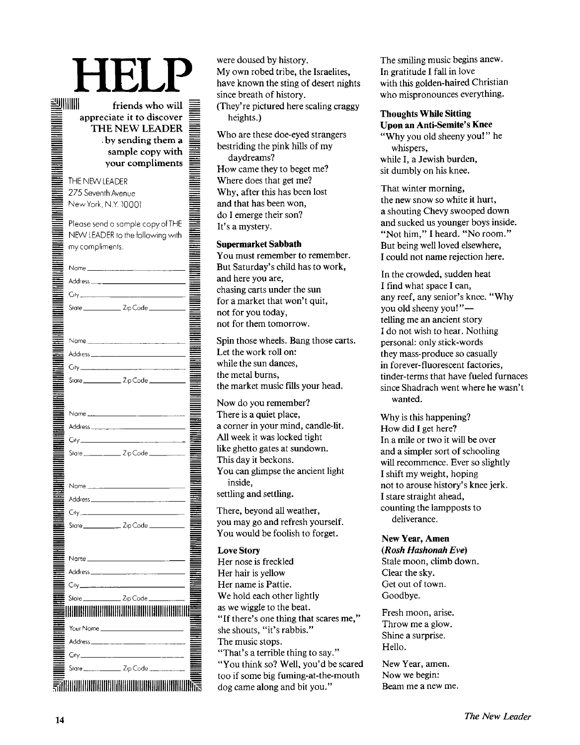# HELP

**friends who will appreciate it to discover THE NEW LEADER by sending them a sample copy with your compliments**

THE NEW LEADER
275 Seventh Avenue
New York, N.Y. 10001

Please send a sample copy of THE NEW LEADER to the following with my compliments.

Name \_\_\_\_\_\_\_\_\_\_\_\_\_\_\_\_\_\_\_\_
Address \_\_\_\_\_\_\_\_\_\_\_\_\_\_\_\_\_\_\_\_
City \_\_\_\_\_\_\_\_\_\_\_\_\_\_\_\_\_\_\_\_
State \_\_\_\_\_\_\_\_\_\_ Zip Code \_\_\_\_\_\_\_\_\_\_

Name \_\_\_\_\_\_\_\_\_\_\_\_\_\_\_\_\_\_\_\_
Address \_\_\_\_\_\_\_\_\_\_\_\_\_\_\_\_\_\_\_\_
City \_\_\_\_\_\_\_\_\_\_\_\_\_\_\_\_\_\_\_\_
State \_\_\_\_\_\_\_\_\_\_ Zip Code \_\_\_\_\_\_\_\_\_\_

Name \_\_\_\_\_\_\_\_\_\_\_\_\_\_\_\_\_\_\_\_
Address \_\_\_\_\_\_\_\_\_\_\_\_\_\_\_\_\_\_\_\_
City \_\_\_\_\_\_\_\_\_\_\_\_\_\_\_\_\_\_\_\_
State \_\_\_\_\_\_\_\_\_\_ Zip Code \_\_\_\_\_\_\_\_\_\_

Name \_\_\_\_\_\_\_\_\_\_\_\_\_\_\_\_\_\_\_\_
Address \_\_\_\_\_\_\_\_\_\_\_\_\_\_\_\_\_\_\_\_
City \_\_\_\_\_\_\_\_\_\_\_\_\_\_\_\_\_\_\_\_
State \_\_\_\_\_\_\_\_\_\_ Zip Code \_\_\_\_\_\_\_\_\_\_

Name \_\_\_\_\_\_\_\_\_\_\_\_\_\_\_\_\_\_\_\_
Address \_\_\_\_\_\_\_\_\_\_\_\_\_\_\_\_\_\_\_\_
City \_\_\_\_\_\_\_\_\_\_\_\_\_\_\_\_\_\_\_\_
State \_\_\_\_\_\_\_\_\_\_ Zip Code \_\_\_\_\_\_\_\_\_\_

Your Name \_\_\_\_\_\_\_\_\_\_\_\_\_\_\_\_\_\_\_\_
Address \_\_\_\_\_\_\_\_\_\_\_\_\_\_\_\_\_\_\_\_
City \_\_\_\_\_\_\_\_\_\_\_\_\_\_\_\_\_\_\_\_
State \_\_\_\_\_\_\_\_\_\_ Zip Code \_\_\_\_\_\_\_\_\_\_

---

were doused by history.
My own robed tribe, the Israelites,
have known the sting of desert nights
since breath of history.
(They're pictured here scaling craggy
heights.)

Who are these doe-eyed strangers
bestriding the pink hills of my
daydreams?
How came they to beget me?
Where does that get me?
Why, after this has been lost
and that has been won,
do I emerge their son?
It's a mystery.

**Supermarket Sabbath**

You must remember to remember.
But Saturday's child has to work,
and here you are,
chasing carts under the sun
for a market that won't quit,
not for you today,
not for them tomorrow.

Spin those wheels. Bang those carts.
Let the work roll on:
while the sun dances,
the metal burns,
the market music fills your head.

Now do you remember?
There is a quiet place,
a corner in your mind, candle-lit.
All week it was locked tight
like ghetto gates at sundown.
This day it beckons.
You can glimpse the ancient light
inside,
settling and settling.

There, beyond all weather,
you may go and refresh yourself.
You would be foolish to forget.

**Love Story**

Her nose is freckled
Her hair is yellow
Her name is Pattie.
We hold each other lightly
as we wiggle to the beat.
"If there's one thing that scares me,"
she shouts, "it's rabbis."
The music stops.
"That's a terrible thing to say."
"You think so? Well, you'd be scared
too if some big fuming-at-the-mouth
dog came along and bit you."

The smiling music begins anew.
In gratitude I fall in love
with this golden-haired Christian
who mispronounces everything.

**Thoughts While Sitting Upon an Anti-Semite's Knee**

"Why you old sheeny you!" he
whispers,
while I, a Jewish burden,
sit dumbly on his knee.

That winter morning,
the new snow so white it hurt,
a shouting Chevy swooped down
and sucked us younger boys inside.
"Not him," I heard. "No room."
But being well loved elsewhere,
I could not name rejection here.

In the crowded, sudden heat
I find what space I can,
any reef, any senior's knee. "Why
you old sheeny you!"—
telling me an ancient story
I do not wish to hear. Nothing
personal: only stick-words
they mass-produce so casually
in forever-fluorescent factories,
tinder-terms that have fueled furnaces
since Shadrach went where he wasn't
wanted.

Why is this happening?
How did I get here?
In a mile or two it will be over
and a simpler sort of schooling
will recommence. Ever so slightly
I shift my weight, hoping
not to arouse history's knee jerk.
I stare straight ahead,
counting the lampposts to
deliverance.

**New Year, Amen**
***(Rosh Hashonah Eve)***

Stale moon, climb down.
Clear the sky.
Get out of town.
Goodbye.

Fresh moon, arise.
Throw me a glow.
Shine a surprise.
Hello.

New Year, amen.
Now we begin:
Beam me a new me.